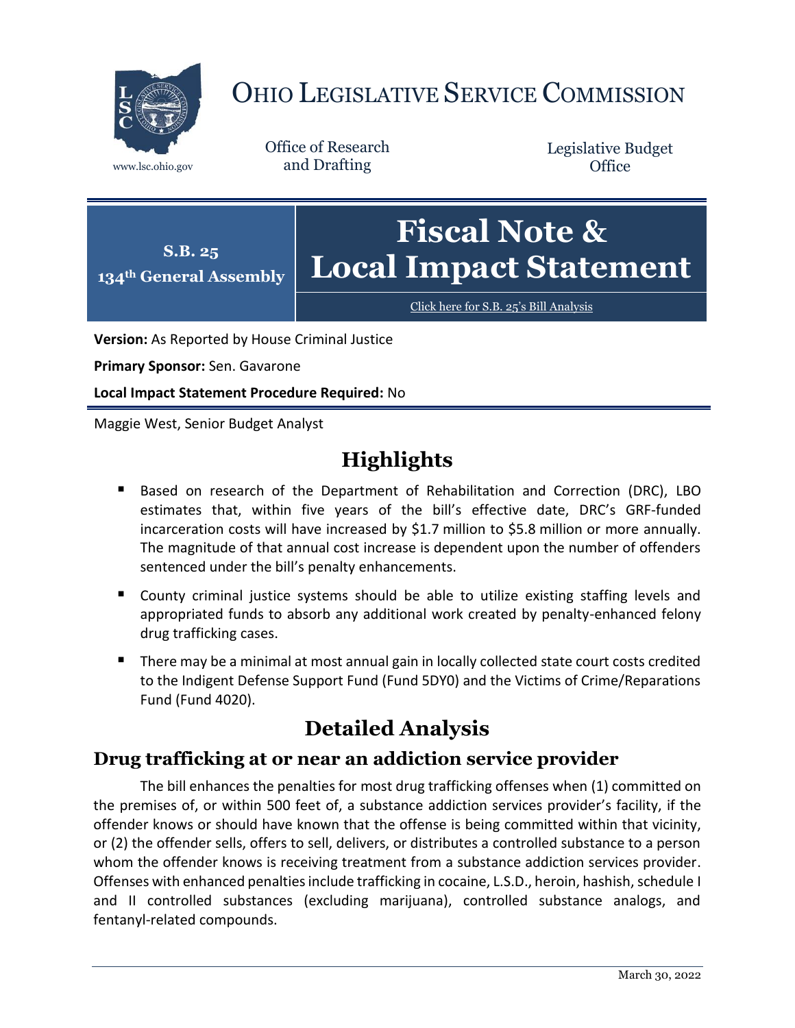# OHIO LEGISLATIVE SERVICE COMMISSION

www.lsc.ohio.gov

Office of Research and Drafting

Legislative Budget Office

**S.B. 25**
**134th General Assembly**

# Fiscal Note & Local Impact Statement

Click here for S.B. 25's Bill Analysis

**Version:** As Reported by House Criminal Justice

**Primary Sponsor:** Sen. Gavarone

**Local Impact Statement Procedure Required:** No

Maggie West, Senior Budget Analyst

## Highlights

- Based on research of the Department of Rehabilitation and Correction (DRC), LBO estimates that, within five years of the bill's effective date, DRC's GRF-funded incarceration costs will have increased by $1.7 million to $5.8 million or more annually. The magnitude of that annual cost increase is dependent upon the number of offenders sentenced under the bill's penalty enhancements.
- County criminal justice systems should be able to utilize existing staffing levels and appropriated funds to absorb any additional work created by penalty-enhanced felony drug trafficking cases.
- There may be a minimal at most annual gain in locally collected state court costs credited to the Indigent Defense Support Fund (Fund 5DY0) and the Victims of Crime/Reparations Fund (Fund 4020).

## Detailed Analysis

### Drug trafficking at or near an addiction service provider

The bill enhances the penalties for most drug trafficking offenses when (1) committed on the premises of, or within 500 feet of, a substance addiction services provider's facility, if the offender knows or should have known that the offense is being committed within that vicinity, or (2) the offender sells, offers to sell, delivers, or distributes a controlled substance to a person whom the offender knows is receiving treatment from a substance addiction services provider. Offenses with enhanced penalties include trafficking in cocaine, L.S.D., heroin, hashish, schedule I and II controlled substances (excluding marijuana), controlled substance analogs, and fentanyl-related compounds.

March 30, 2022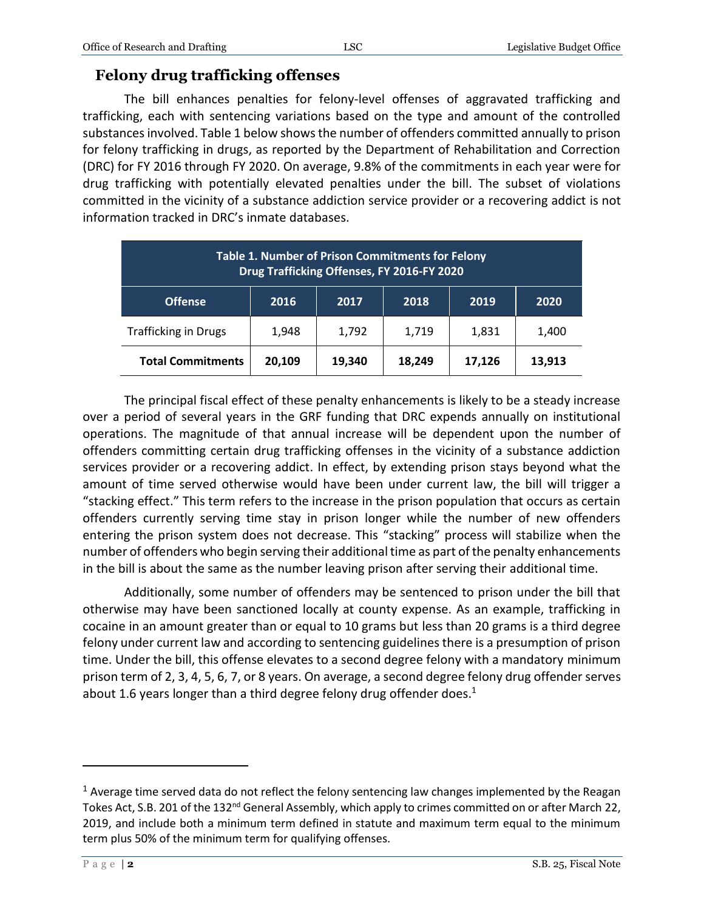## Felony drug trafficking offenses

The bill enhances penalties for felony-level offenses of aggravated trafficking and trafficking, each with sentencing variations based on the type and amount of the controlled substances involved. Table 1 below shows the number of offenders committed annually to prison for felony trafficking in drugs, as reported by the Department of Rehabilitation and Correction (DRC) for FY 2016 through FY 2020. On average, 9.8% of the commitments in each year were for drug trafficking with potentially elevated penalties under the bill. The subset of violations committed in the vicinity of a substance addiction service provider or a recovering addict is not information tracked in DRC's inmate databases.

**Table 1. Number of Prison Commitments for Felony Drug Trafficking Offenses, FY 2016-FY 2020**

| Offense | 2016 | 2017 | 2018 | 2019 | 2020 |
|---|---|---|---|---|---|
| Trafficking in Drugs | 1,948 | 1,792 | 1,719 | 1,831 | 1,400 |
| **Total Commitments** | **20,109** | **19,340** | **18,249** | **17,126** | **13,913** |

The principal fiscal effect of these penalty enhancements is likely to be a steady increase over a period of several years in the GRF funding that DRC expends annually on institutional operations. The magnitude of that annual increase will be dependent upon the number of offenders committing certain drug trafficking offenses in the vicinity of a substance addiction services provider or a recovering addict. In effect, by extending prison stays beyond what the amount of time served otherwise would have been under current law, the bill will trigger a "stacking effect." This term refers to the increase in the prison population that occurs as certain offenders currently serving time stay in prison longer while the number of new offenders entering the prison system does not decrease. This "stacking" process will stabilize when the number of offenders who begin serving their additional time as part of the penalty enhancements in the bill is about the same as the number leaving prison after serving their additional time.

Additionally, some number of offenders may be sentenced to prison under the bill that otherwise may have been sanctioned locally at county expense. As an example, trafficking in cocaine in an amount greater than or equal to 10 grams but less than 20 grams is a third degree felony under current law and according to sentencing guidelines there is a presumption of prison time. Under the bill, this offense elevates to a second degree felony with a mandatory minimum prison term of 2, 3, 4, 5, 6, 7, or 8 years. On average, a second degree felony drug offender serves about 1.6 years longer than a third degree felony drug offender does.[1]

[1] Average time served data do not reflect the felony sentencing law changes implemented by the Reagan Tokes Act, S.B. 201 of the 132nd General Assembly, which apply to crimes committed on or after March 22, 2019, and include both a minimum term defined in statute and maximum term equal to the minimum term plus 50% of the minimum term for qualifying offenses.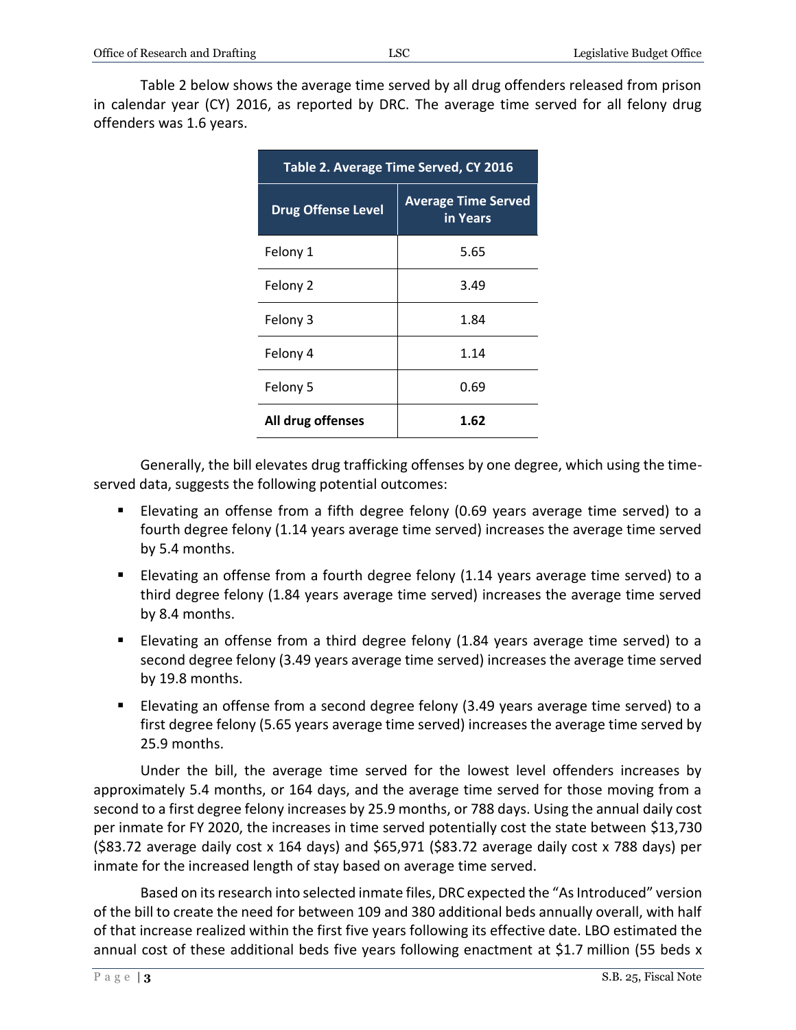Table 2 below shows the average time served by all drug offenders released from prison in calendar year (CY) 2016, as reported by DRC. The average time served for all felony drug offenders was 1.6 years.

| Table 2. Average Time Served, CY 2016 | |
|---|---|
| **Drug Offense Level** | **Average Time Served in Years** |
| Felony 1 | 5.65 |
| Felony 2 | 3.49 |
| Felony 3 | 1.84 |
| Felony 4 | 1.14 |
| Felony 5 | 0.69 |
| **All drug offenses** | **1.62** |

Generally, the bill elevates drug trafficking offenses by one degree, which using the time-served data, suggests the following potential outcomes:

- Elevating an offense from a fifth degree felony (0.69 years average time served) to a fourth degree felony (1.14 years average time served) increases the average time served by 5.4 months.
- Elevating an offense from a fourth degree felony (1.14 years average time served) to a third degree felony (1.84 years average time served) increases the average time served by 8.4 months.
- Elevating an offense from a third degree felony (1.84 years average time served) to a second degree felony (3.49 years average time served) increases the average time served by 19.8 months.
- Elevating an offense from a second degree felony (3.49 years average time served) to a first degree felony (5.65 years average time served) increases the average time served by 25.9 months.

Under the bill, the average time served for the lowest level offenders increases by approximately 5.4 months, or 164 days, and the average time served for those moving from a second to a first degree felony increases by 25.9 months, or 788 days. Using the annual daily cost per inmate for FY 2020, the increases in time served potentially cost the state between $13,730 ($83.72 average daily cost x 164 days) and $65,971 ($83.72 average daily cost x 788 days) per inmate for the increased length of stay based on average time served.

Based on its research into selected inmate files, DRC expected the "As Introduced" version of the bill to create the need for between 109 and 380 additional beds annually overall, with half of that increase realized within the first five years following its effective date. LBO estimated the annual cost of these additional beds five years following enactment at $1.7 million (55 beds x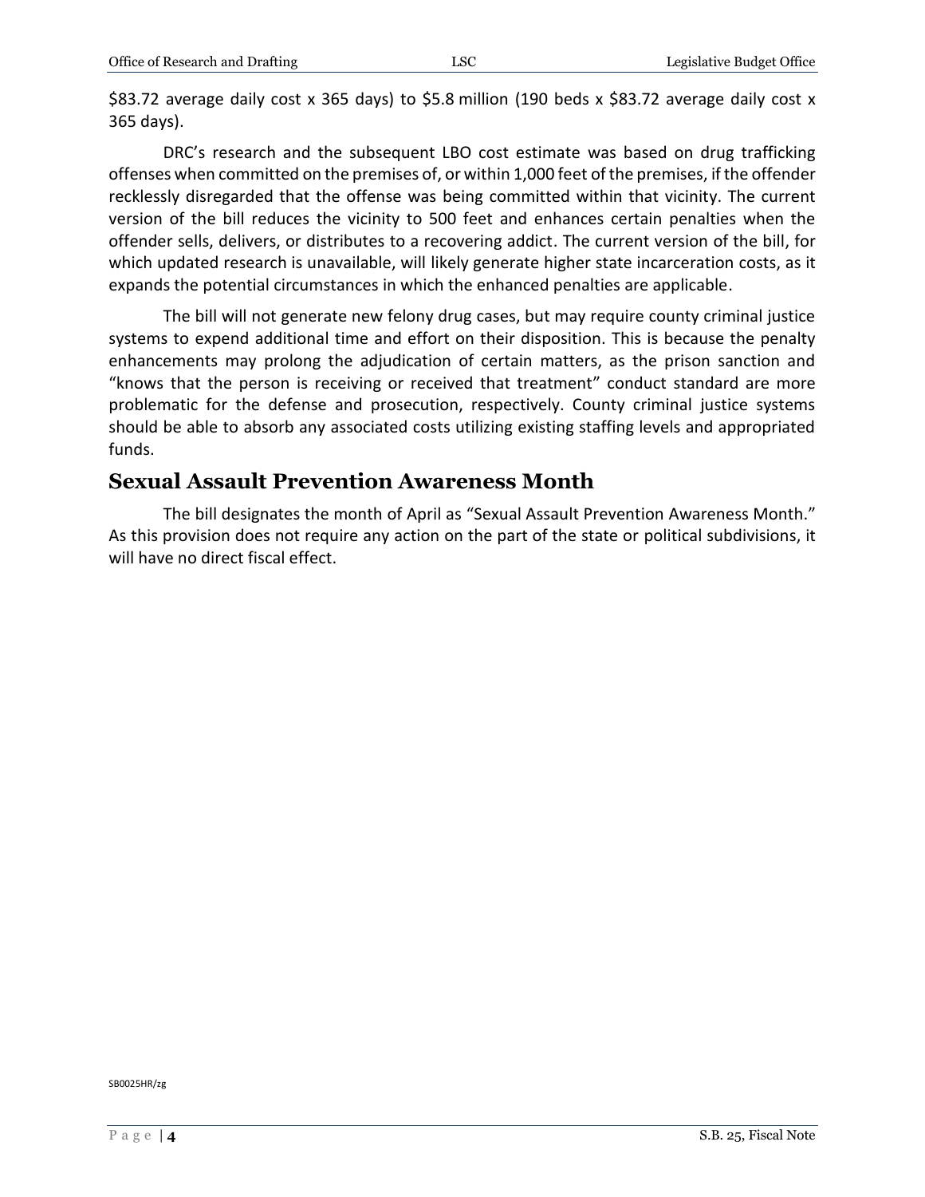$83.72 average daily cost x 365 days) to $5.8 million (190 beds x $83.72 average daily cost x 365 days).

DRC's research and the subsequent LBO cost estimate was based on drug trafficking offenses when committed on the premises of, or within 1,000 feet of the premises, if the offender recklessly disregarded that the offense was being committed within that vicinity. The current version of the bill reduces the vicinity to 500 feet and enhances certain penalties when the offender sells, delivers, or distributes to a recovering addict. The current version of the bill, for which updated research is unavailable, will likely generate higher state incarceration costs, as it expands the potential circumstances in which the enhanced penalties are applicable.

The bill will not generate new felony drug cases, but may require county criminal justice systems to expend additional time and effort on their disposition. This is because the penalty enhancements may prolong the adjudication of certain matters, as the prison sanction and "knows that the person is receiving or received that treatment" conduct standard are more problematic for the defense and prosecution, respectively. County criminal justice systems should be able to absorb any associated costs utilizing existing staffing levels and appropriated funds.

## Sexual Assault Prevention Awareness Month

The bill designates the month of April as "Sexual Assault Prevention Awareness Month." As this provision does not require any action on the part of the state or political subdivisions, it will have no direct fiscal effect.

SB0025HR/zg